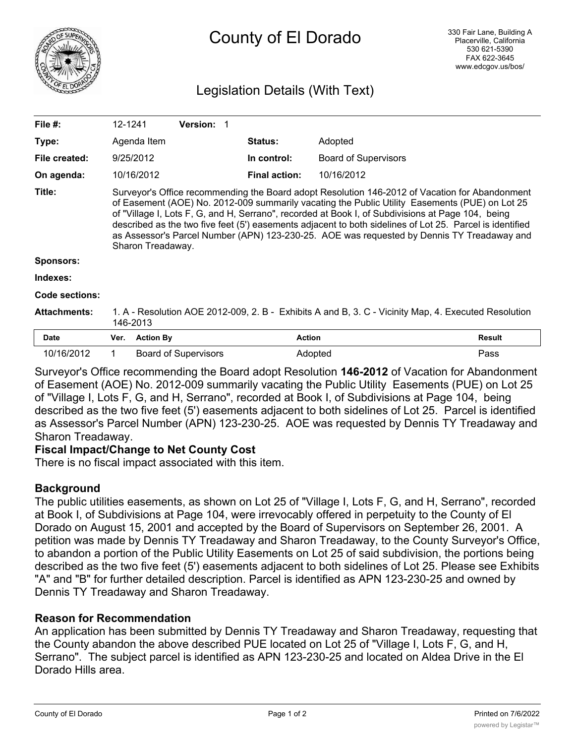# County of El Dorado

330 Fair Lane, Building A
Placerville, California
530 621-5390
FAX 622-3645
www.edcgov.us/bos/

## Legislation Details (With Text)

| | | | |
|---|---|---|---|
| **File #:** | 12-1241 **Version:** 1 | | |
| **Type:** | Agenda Item | **Status:** | Adopted |
| **File created:** | 9/25/2012 | **In control:** | Board of Supervisors |
| **On agenda:** | 10/16/2012 | **Final action:** | 10/16/2012 |

**Title:** Surveyor's Office recommending the Board adopt Resolution 146-2012 of Vacation for Abandonment of Easement (AOE) No. 2012-009 summarily vacating the Public Utility Easements (PUE) on Lot 25 of "Village I, Lots F, G, and H, Serrano", recorded at Book I, of Subdivisions at Page 104, being described as the two five feet (5') easements adjacent to both sidelines of Lot 25. Parcel is identified as Assessor's Parcel Number (APN) 123-230-25. AOE was requested by Dennis TY Treadaway and Sharon Treadaway.

**Sponsors:**

**Indexes:**

**Code sections:**

**Attachments:** 1. A - Resolution AOE 2012-009, 2. B - Exhibits A and B, 3. C - Vicinity Map, 4. Executed Resolution 146-2013

| Date | Ver. | Action By | Action | Result |
|---|---|---|---|---|
| 10/16/2012 | 1 | Board of Supervisors | Adopted | Pass |

Surveyor's Office recommending the Board adopt Resolution **146-2012** of Vacation for Abandonment of Easement (AOE) No. 2012-009 summarily vacating the Public Utility Easements (PUE) on Lot 25 of "Village I, Lots F, G, and H, Serrano", recorded at Book I, of Subdivisions at Page 104, being described as the two five feet (5') easements adjacent to both sidelines of Lot 25. Parcel is identified as Assessor's Parcel Number (APN) 123-230-25. AOE was requested by Dennis TY Treadaway and Sharon Treadaway.

**Fiscal Impact/Change to Net County Cost**

There is no fiscal impact associated with this item.

**Background**

The public utilities easements, as shown on Lot 25 of "Village I, Lots F, G, and H, Serrano", recorded at Book I, of Subdivisions at Page 104, were irrevocably offered in perpetuity to the County of El Dorado on August 15, 2001 and accepted by the Board of Supervisors on September 26, 2001. A petition was made by Dennis TY Treadaway and Sharon Treadaway, to the County Surveyor's Office, to abandon a portion of the Public Utility Easements on Lot 25 of said subdivision, the portions being described as the two five feet (5') easements adjacent to both sidelines of Lot 25. Please see Exhibits "A" and "B" for further detailed description. Parcel is identified as APN 123-230-25 and owned by Dennis TY Treadaway and Sharon Treadaway.

**Reason for Recommendation**

An application has been submitted by Dennis TY Treadaway and Sharon Treadaway, requesting that the County abandon the above described PUE located on Lot 25 of "Village I, Lots F, G, and H, Serrano". The subject parcel is identified as APN 123-230-25 and located on Aldea Drive in the El Dorado Hills area.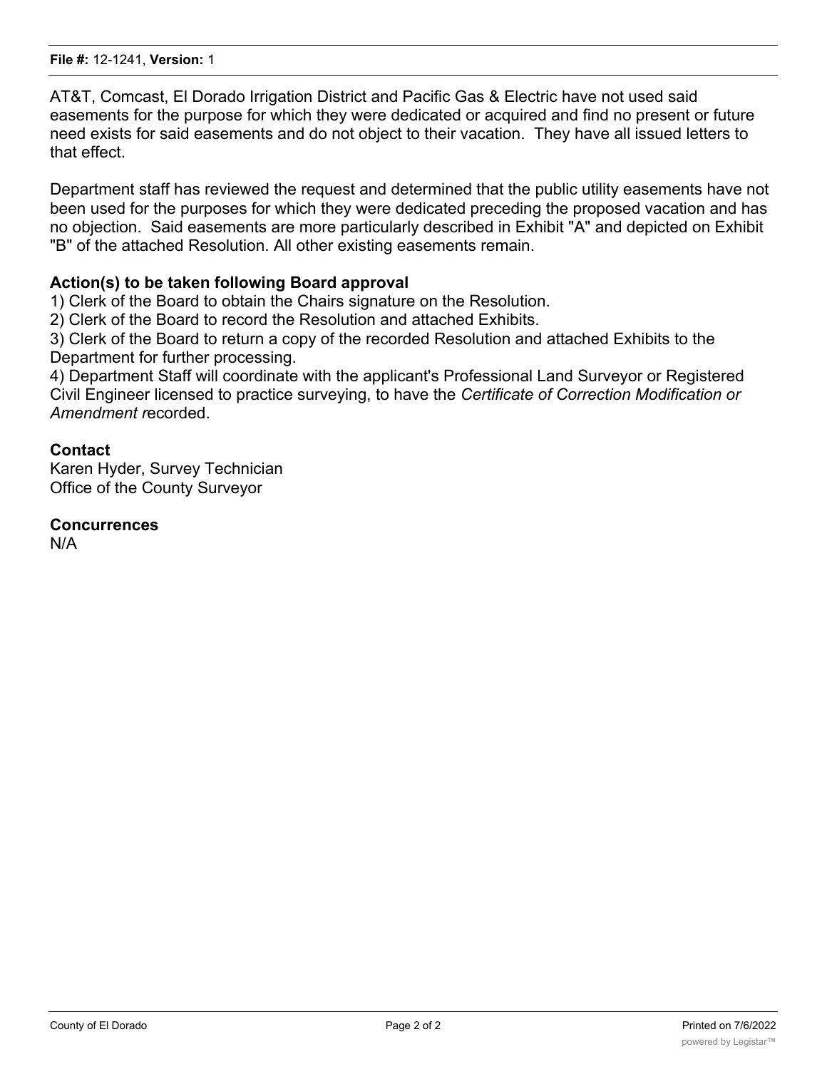AT&T, Comcast, El Dorado Irrigation District and Pacific Gas & Electric have not used said easements for the purpose for which they were dedicated or acquired and find no present or future need exists for said easements and do not object to their vacation. They have all issued letters to that effect.

Department staff has reviewed the request and determined that the public utility easements have not been used for the purposes for which they were dedicated preceding the proposed vacation and has no objection. Said easements are more particularly described in Exhibit "A" and depicted on Exhibit "B" of the attached Resolution. All other existing easements remain.

**Action(s) to be taken following Board approval**

1) Clerk of the Board to obtain the Chairs signature on the Resolution.
2) Clerk of the Board to record the Resolution and attached Exhibits.
3) Clerk of the Board to return a copy of the recorded Resolution and attached Exhibits to the Department for further processing.
4) Department Staff will coordinate with the applicant's Professional Land Surveyor or Registered Civil Engineer licensed to practice surveying, to have the *Certificate of Correction Modification or Amendment r*ecorded.

**Contact**

Karen Hyder, Survey Technician
Office of the County Surveyor

**Concurrences**

N/A